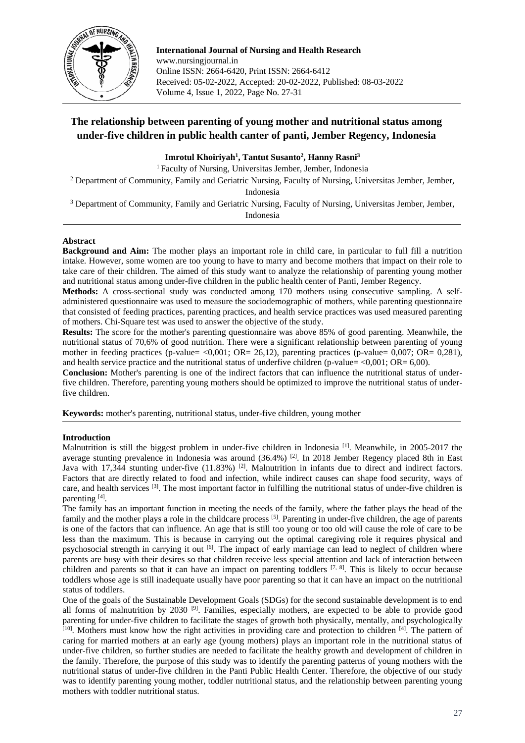**International Journal of Nursing and Health Research**
www.nursingjournal.in
Online ISSN: 2664-6420, Print ISSN: 2664-6412
Received: 05-02-2022, Accepted: 20-02-2022, Published: 08-03-2022

# The relationship between parenting of young mother and nutritional status among under-five children in public health canter of panti, Jember Regency, Indonesia

**Imrotul Khoiriyah[1], Tantut Susanto[2], Hanny Rasni[3]**

[1] Faculty of Nursing, Universitas Jember, Jember, Indonesia
[2] Department of Community, Family and Geriatric Nursing, Faculty of Nursing, Universitas Jember, Jember, Indonesia
[3] Department of Community, Family and Geriatric Nursing, Faculty of Nursing, Universitas Jember, Jember, Indonesia

## Abstract

**Background and Aim:** The mother plays an important role in child care, in particular to full fill a nutrition intake. However, some women are too young to have to marry and become mothers that impact on their role to take care of their children. The aimed of this study want to analyze the relationship of parenting young mother and nutritional status among under-five children in the public health center of Panti, Jember Regency.

**Methods:** A cross-sectional study was conducted among 170 mothers using consecutive sampling. A self-administered questionnaire was used to measure the sociodemographic of mothers, while parenting questionnaire that consisted of feeding practices, parenting practices, and health service practices was used measured parenting of mothers. Chi-Square test was used to answer the objective of the study.

**Results:** The score for the mother's parenting questionnaire was above 85% of good parenting. Meanwhile, the nutritional status of 70,6% of good nutrition. There were a significant relationship between parenting of young mother in feeding practices (p-value= <0,001; OR= 26,12), parenting practices (p-value= 0,007; OR= 0,281), and health service practice and the nutritional status of underfive children (p-value= <0,001; OR= 6,00).

**Conclusion:** Mother's parenting is one of the indirect factors that can influence the nutritional status of under-five children. Therefore, parenting young mothers should be optimized to improve the nutritional status of under-five children.

**Keywords:** mother's parenting, nutritional status, under-five children, young mother

## Introduction

Malnutrition is still the biggest problem in under-five children in Indonesia [1]. Meanwhile, in 2005-2017 the average stunting prevalence in Indonesia was around (36.4%) [2]. In 2018 Jember Regency placed 8th in East Java with 17,344 stunting under-five (11.83%) [2]. Malnutrition in infants due to direct and indirect factors. Factors that are directly related to food and infection, while indirect causes can shape food security, ways of care, and health services [3]. The most important factor in fulfilling the nutritional status of under-five children is parenting [4].

The family has an important function in meeting the needs of the family, where the father plays the head of the family and the mother plays a role in the childcare process [5]. Parenting in under-five children, the age of parents is one of the factors that can influence. An age that is still too young or too old will cause the role of care to be less than the maximum. This is because in carrying out the optimal caregiving role it requires physical and psychosocial strength in carrying it out [6]. The impact of early marriage can lead to neglect of children where parents are busy with their desires so that children receive less special attention and lack of interaction between children and parents so that it can have an impact on parenting toddlers [7, 8]. This is likely to occur because toddlers whose age is still inadequate usually have poor parenting so that it can have an impact on the nutritional status of toddlers.

One of the goals of the Sustainable Development Goals (SDGs) for the second sustainable development is to end all forms of malnutrition by 2030 [9]. Families, especially mothers, are expected to be able to provide good parenting for under-five children to facilitate the stages of growth both physically, mentally, and psychologically [10]. Mothers must know how the right activities in providing care and protection to children [4]. The pattern of caring for married mothers at an early age (young mothers) plays an important role in the nutritional status of under-five children, so further studies are needed to facilitate the healthy growth and development of children in the family. Therefore, the purpose of this study was to identify the parenting patterns of young mothers with the nutritional status of under-five children in the Panti Public Health Center. Therefore, the objective of our study was to identify parenting young mother, toddler nutritional status, and the relationship between parenting young mothers with toddler nutritional status.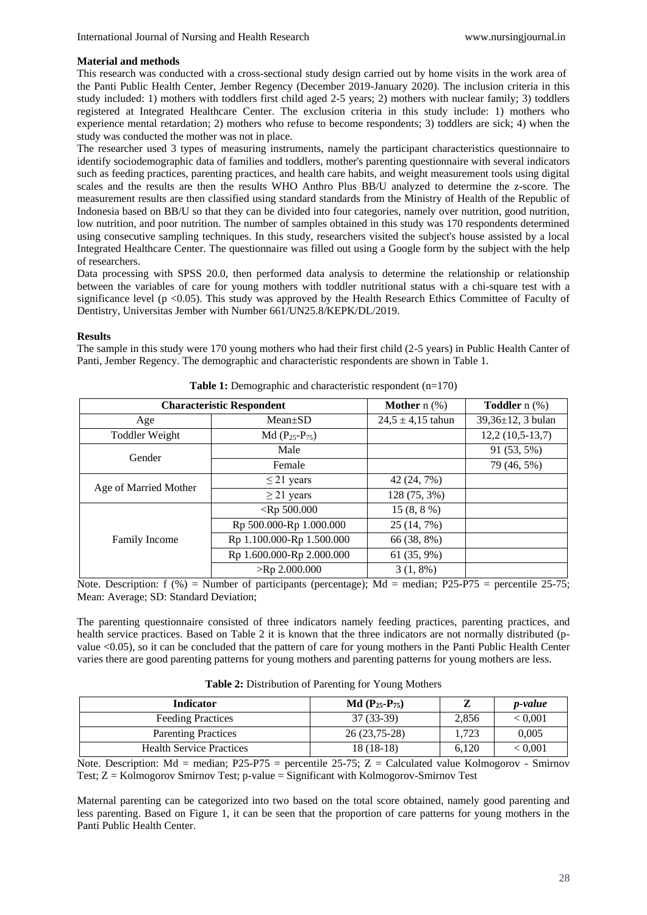**Material and methods**

This research was conducted with a cross-sectional study design carried out by home visits in the work area of the Panti Public Health Center, Jember Regency (December 2019-January 2020). The inclusion criteria in this study included: 1) mothers with toddlers first child aged 2-5 years; 2) mothers with nuclear family; 3) toddlers registered at Integrated Healthcare Center. The exclusion criteria in this study include: 1) mothers who experience mental retardation; 2) mothers who refuse to become respondents; 3) toddlers are sick; 4) when the study was conducted the mother was not in place.

The researcher used 3 types of measuring instruments, namely the participant characteristics questionnaire to identify sociodemographic data of families and toddlers, mother's parenting questionnaire with several indicators such as feeding practices, parenting practices, and health care habits, and weight measurement tools using digital scales and the results are then the results WHO Anthro Plus BB/U analyzed to determine the z-score. The measurement results are then classified using standard standards from the Ministry of Health of the Republic of Indonesia based on BB/U so that they can be divided into four categories, namely over nutrition, good nutrition, low nutrition, and poor nutrition. The number of samples obtained in this study was 170 respondents determined using consecutive sampling techniques. In this study, researchers visited the subject's house assisted by a local Integrated Healthcare Center. The questionnaire was filled out using a Google form by the subject with the help of researchers.

Data processing with SPSS 20.0, then performed data analysis to determine the relationship or relationship between the variables of care for young mothers with toddler nutritional status with a chi-square test with a significance level ($p < 0.05$). This study was approved by the Health Research Ethics Committee of Faculty of Dentistry, Universitas Jember with Number 661/UN25.8/KEPK/DL/2019.

**Results**

The sample in this study were 170 young mothers who had their first child (2-5 years) in Public Health Canter of Panti, Jember Regency. The demographic and characteristic respondents are shown in Table 1.

**Table 1:** Demographic and characteristic respondent (n=170)

| Characteristic Respondent | | **Mother** n (%) | **Toddler** n (%) |
|---|---|---|---|
| Age | Mean±SD | 24,5 ± 4,15 tahun | 39,36±12, 3 bulan |
| Toddler Weight | Md ($P_{25}$-$P_{75}$) | | 12,2 (10,5-13,7) |
| Gender | Male | | 91 (53, 5%) |
| | Female | | 79 (46, 5%) |
| Age of Married Mother | ≤ 21 years | 42 (24, 7%) | |
| | ≥ 21 years | 128 (75, 3%) | |
| Family Income | <Rp 500.000 | 15 (8, 8 %) | |
| | Rp 500.000-Rp 1.000.000 | 25 (14, 7%) | |
| | Rp 1.100.000-Rp 1.500.000 | 66 (38, 8%) | |
| | Rp 1.600.000-Rp 2.000.000 | 61 (35, 9%) | |
| | >Rp 2.000.000 | 3 (1, 8%) | |

Note. Description: f (%) = Number of participants (percentage); Md = median; P25-P75 = percentile 25-75; Mean: Average; SD: Standard Deviation;

The parenting questionnaire consisted of three indicators namely feeding practices, parenting practices, and health service practices. Based on Table 2 it is known that the three indicators are not normally distributed (p-value <0.05), so it can be concluded that the pattern of care for young mothers in the Panti Public Health Center varies there are good parenting patterns for young mothers and parenting patterns for young mothers are less.

**Table 2:** Distribution of Parenting for Young Mothers

| Indicator | Md ($P_{25}$-$P_{75}$) | Z | *p-value* |
|---|---|---|---|
| Feeding Practices | 37 (33-39) | 2,856 | < 0,001 |
| Parenting Practices | 26 (23,75-28) | 1,723 | 0,005 |
| Health Service Practices | 18 (18-18) | 6,120 | < 0,001 |

Note. Description: Md = median; P25-P75 = percentile 25-75; Z = Calculated value Kolmogorov - Smirnov Test; Z = Kolmogorov Smirnov Test; p-value = Significant with Kolmogorov-Smirnov Test

Maternal parenting can be categorized into two based on the total score obtained, namely good parenting and less parenting. Based on Figure 1, it can be seen that the proportion of care patterns for young mothers in the Panti Public Health Center.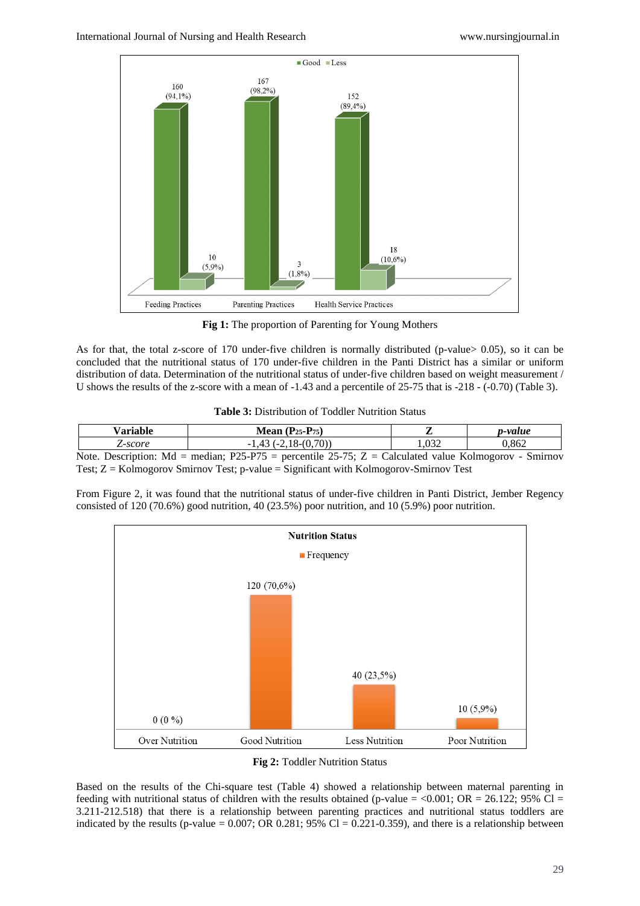Good Less

160 (94,1%)

10 (5,9%)

167 (98,2%)

3 (1,8%)

152 (89,4%)

18 (10,6%)

Feeding Practices

Parenting Practices

Health Service Practices

**Fig 1:** The proportion of Parenting for Young Mothers

As for that, the total z-score of 170 under-five children is normally distributed (p-value> 0.05), so it can be concluded that the nutritional status of 170 under-five children in the Panti District has a similar or uniform distribution of data. Determination of the nutritional status of under-five children based on weight measurement / U shows the results of the z-score with a mean of -1.43 and a percentile of 25-75 that is -218 - (-0.70) (Table 3).

**Table 3:** Distribution of Toddler Nutrition Status

| Variable | Mean ($P_{25}$-$P_{75}$) | Z | *p-value* |
|---|---|---|---|
| *Z-score* | -1,43 (-2,18-(0,70)) | 1,032 | 0,862 |

Note. Description: Md = median; P25-P75 = percentile 25-75; Z = Calculated value Kolmogorov - Smirnov Test; Z = Kolmogorov Smirnov Test; p-value = Significant with Kolmogorov-Smirnov Test

From Figure 2, it was found that the nutritional status of under-five children in Panti District, Jember Regency consisted of 120 (70.6%) good nutrition, 40 (23.5%) poor nutrition, and 10 (5.9%) poor nutrition.

**Nutrition Status**

Frequency

0 (0 %)

120 (70,6%)

40 (23,5%)

10 (5,9%)

Over Nutrition

Good Nutrition

Less Nutrition

Poor Nutrition

**Fig 2:** Toddler Nutrition Status

Based on the results of the Chi-square test (Table 4) showed a relationship between maternal parenting in feeding with nutritional status of children with the results obtained (p-value = <0.001; OR = 26.122; 95% Cl = 3.211-212.518) that there is a relationship between parenting practices and nutritional status toddlers are indicated by the results (p-value = 0.007; OR 0.281; 95% Cl = 0.221-0.359), and there is a relationship between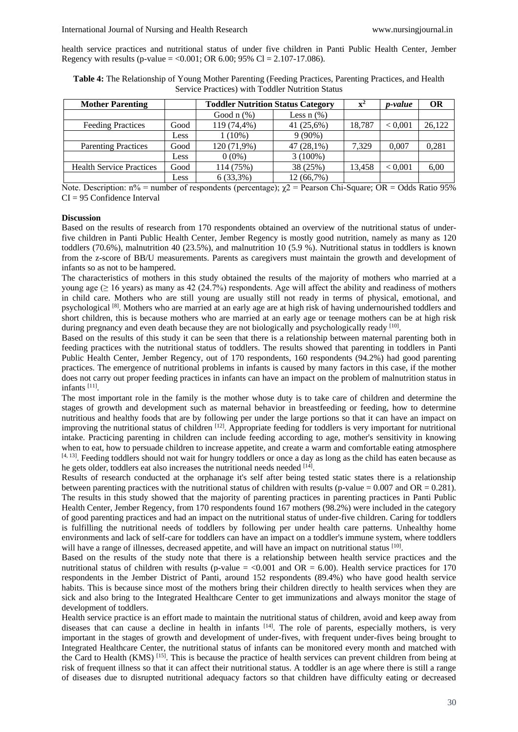health service practices and nutritional status of under five children in Panti Public Health Center, Jember Regency with results (p-value = <0.001; OR 6.00; 95% Cl = 2.107-17.086).

**Table 4:** The Relationship of Young Mother Parenting (Feeding Practices, Parenting Practices, and Health Service Practices) with Toddler Nutrition Status

| Mother Parenting | | Toddler Nutrition Status Category | | $x^2$ | *p-value* | OR |
|---|---|---|---|---|---|---|
| | | Good n (%) | Less n (%) | | | |
| Feeding Practices | Good | 119 (74,4%) | 41 (25,6%) | 18,787 | < 0,001 | 26,122 |
| | Less | 1 (10%) | 9 (90%) | | | |
| Parenting Practices | Good | 120 (71,9%) | 47 (28,1%) | 7,329 | 0,007 | 0,281 |
| | Less | 0 (0%) | 3 (100%) | | | |
| Health Service Practices | Good | 114 (75%) | 38 (25%) | 13,458 | < 0,001 | 6,00 |
| | Less | 6 (33,3%) | 12 (66,7%) | | | |

Note. Description: n% = number of respondents (percentage); $\chi 2$ = Pearson Chi-Square; OR = Odds Ratio 95% CI = 95 Confidence Interval

**Discussion**

Based on the results of research from 170 respondents obtained an overview of the nutritional status of under-five children in Panti Public Health Center, Jember Regency is mostly good nutrition, namely as many as 120 toddlers (70.6%), malnutrition 40 (23.5%), and malnutrition 10 (5.9 %). Nutritional status in toddlers is known from the z-score of BB/U measurements. Parents as caregivers must maintain the growth and development of infants so as not to be hampered.

The characteristics of mothers in this study obtained the results of the majority of mothers who married at a young age (≥ 16 years) as many as 42 (24.7%) respondents. Age will affect the ability and readiness of mothers in child care. Mothers who are still young are usually still not ready in terms of physical, emotional, and psychological [8]. Mothers who are married at an early age are at high risk of having undernourished toddlers and short children, this is because mothers who are married at an early age or teenage mothers can be at high risk during pregnancy and even death because they are not biologically and psychologically ready [10].

Based on the results of this study it can be seen that there is a relationship between maternal parenting both in feeding practices with the nutritional status of toddlers. The results showed that parenting in toddlers in Panti Public Health Center, Jember Regency, out of 170 respondents, 160 respondents (94.2%) had good parenting practices. The emergence of nutritional problems in infants is caused by many factors in this case, if the mother does not carry out proper feeding practices in infants can have an impact on the problem of malnutrition status in infants [11].

The most important role in the family is the mother whose duty is to take care of children and determine the stages of growth and development such as maternal behavior in breastfeeding or feeding, how to determine nutritious and healthy foods that are by following per under the large portions so that it can have an impact on improving the nutritional status of children [12]. Appropriate feeding for toddlers is very important for nutritional intake. Practicing parenting in children can include feeding according to age, mother's sensitivity in knowing when to eat, how to persuade children to increase appetite, and create a warm and comfortable eating atmosphere [4, 13]. Feeding toddlers should not wait for hungry toddlers or once a day as long as the child has eaten because as he gets older, toddlers eat also increases the nutritional needs needed [14].

Results of research conducted at the orphanage it's self after being tested static states there is a relationship between parenting practices with the nutritional status of children with results (p-value = 0.007 and OR = 0.281). The results in this study showed that the majority of parenting practices in parenting practices in Panti Public Health Center, Jember Regency, from 170 respondents found 167 mothers (98.2%) were included in the category of good parenting practices and had an impact on the nutritional status of under-five children. Caring for toddlers is fulfilling the nutritional needs of toddlers by following per under health care patterns. Unhealthy home environments and lack of self-care for toddlers can have an impact on a toddler's immune system, where toddlers will have a range of illnesses, decreased appetite, and will have an impact on nutritional status [10].

Based on the results of the study note that there is a relationship between health service practices and the nutritional status of children with results (p-value = <0.001 and OR = 6.00). Health service practices for 170 respondents in the Jember District of Panti, around 152 respondents (89.4%) who have good health service habits. This is because since most of the mothers bring their children directly to health services when they are sick and also bring to the Integrated Healthcare Center to get immunizations and always monitor the stage of development of toddlers.

Health service practice is an effort made to maintain the nutritional status of children, avoid and keep away from diseases that can cause a decline in health in infants [14]. The role of parents, especially mothers, is very important in the stages of growth and development of under-fives, with frequent under-fives being brought to Integrated Healthcare Center, the nutritional status of infants can be monitored every month and matched with the Card to Health (KMS) [15]. This is because the practice of health services can prevent children from being at risk of frequent illness so that it can affect their nutritional status. A toddler is an age where there is still a range of diseases due to disrupted nutritional adequacy factors so that children have difficulty eating or decreased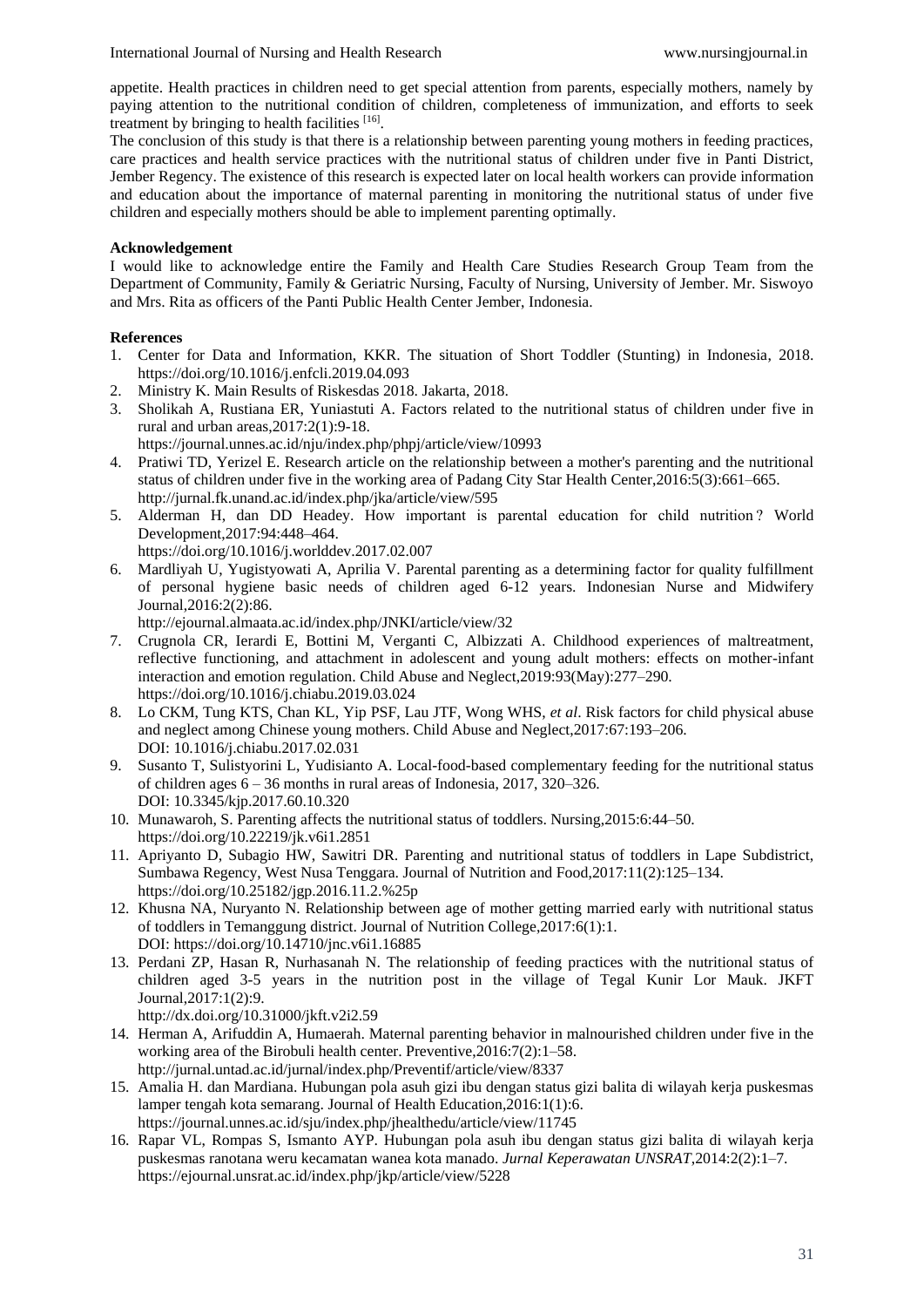appetite. Health practices in children need to get special attention from parents, especially mothers, namely by paying attention to the nutritional condition of children, completeness of immunization, and efforts to seek treatment by bringing to health facilities [16].

The conclusion of this study is that there is a relationship between parenting young mothers in feeding practices, care practices and health service practices with the nutritional status of children under five in Panti District, Jember Regency. The existence of this research is expected later on local health workers can provide information and education about the importance of maternal parenting in monitoring the nutritional status of under five children and especially mothers should be able to implement parenting optimally.

**Acknowledgement**

I would like to acknowledge entire the Family and Health Care Studies Research Group Team from the Department of Community, Family & Geriatric Nursing, Faculty of Nursing, University of Jember. Mr. Siswoyo and Mrs. Rita as officers of the Panti Public Health Center Jember, Indonesia.

**References**

1. Center for Data and Information, KKR. The situation of Short Toddler (Stunting) in Indonesia, 2018. https://doi.org/10.1016/j.enfcli.2019.04.093
2. Ministry K. Main Results of Riskesdas 2018. Jakarta, 2018.
3. Sholikah A, Rustiana ER, Yuniastuti A. Factors related to the nutritional status of children under five in rural and urban areas,2017:2(1):9-18. https://journal.unnes.ac.id/nju/index.php/phpj/article/view/10993
4. Pratiwi TD, Yerizel E. Research article on the relationship between a mother's parenting and the nutritional status of children under five in the working area of Padang City Star Health Center,2016:5(3):661–665. http://jurnal.fk.unand.ac.id/index.php/jka/article/view/595
5. Alderman H, dan DD Headey. How important is parental education for child nutrition ? World Development,2017:94:448–464. https://doi.org/10.1016/j.worlddev.2017.02.007
6. Mardliyah U, Yugistyowati A, Aprilia V. Parental parenting as a determining factor for quality fulfillment of personal hygiene basic needs of children aged 6-12 years. Indonesian Nurse and Midwifery Journal,2016:2(2):86. http://ejournal.almaata.ac.id/index.php/JNKI/article/view/32
7. Crugnola CR, Ierardi E, Bottini M, Verganti C, Albizzati A. Childhood experiences of maltreatment, reflective functioning, and attachment in adolescent and young adult mothers: effects on mother-infant interaction and emotion regulation. Child Abuse and Neglect,2019:93(May):277–290. https://doi.org/10.1016/j.chiabu.2019.03.024
8. Lo CKM, Tung KTS, Chan KL, Yip PSF, Lau JTF, Wong WHS, *et al*. Risk factors for child physical abuse and neglect among Chinese young mothers. Child Abuse and Neglect,2017:67:193–206. DOI: 10.1016/j.chiabu.2017.02.031
9. Susanto T, Sulistyorini L, Yudisianto A. Local-food-based complementary feeding for the nutritional status of children ages 6 – 36 months in rural areas of Indonesia, 2017, 320–326. DOI: 10.3345/kjp.2017.60.10.320
10. Munawaroh, S. Parenting affects the nutritional status of toddlers. Nursing,2015:6:44–50. https://doi.org/10.22219/jk.v6i1.2851
11. Apriyanto D, Subagio HW, Sawitri DR. Parenting and nutritional status of toddlers in Lape Subdistrict, Sumbawa Regency, West Nusa Tenggara. Journal of Nutrition and Food,2017:11(2):125–134. https://doi.org/10.25182/jgp.2016.11.2.%25p
12. Khusna NA, Nuryanto N. Relationship between age of mother getting married early with nutritional status of toddlers in Temanggung district. Journal of Nutrition College,2017:6(1):1. DOI: https://doi.org/10.14710/jnc.v6i1.16885
13. Perdani ZP, Hasan R, Nurhasanah N. The relationship of feeding practices with the nutritional status of children aged 3-5 years in the nutrition post in the village of Tegal Kunir Lor Mauk. JKFT Journal,2017:1(2):9. http://dx.doi.org/10.31000/jkft.v2i2.59
14. Herman A, Arifuddin A, Humaerah. Maternal parenting behavior in malnourished children under five in the working area of the Birobuli health center. Preventive,2016:7(2):1–58. http://jurnal.untad.ac.id/jurnal/index.php/Preventif/article/view/8337
15. Amalia H. dan Mardiana. Hubungan pola asuh gizi ibu dengan status gizi balita di wilayah kerja puskesmas lamper tengah kota semarang. Journal of Health Education,2016:1(1):6. https://journal.unnes.ac.id/sju/index.php/jhealthedu/article/view/11745
16. Rapar VL, Rompas S, Ismanto AYP. Hubungan pola asuh ibu dengan status gizi balita di wilayah kerja puskesmas ranotana weru kecamatan wanea kota manado. *Jurnal Keperawatan UNSRAT*,2014:2(2):1–7. https://ejournal.unsrat.ac.id/index.php/jkp/article/view/5228